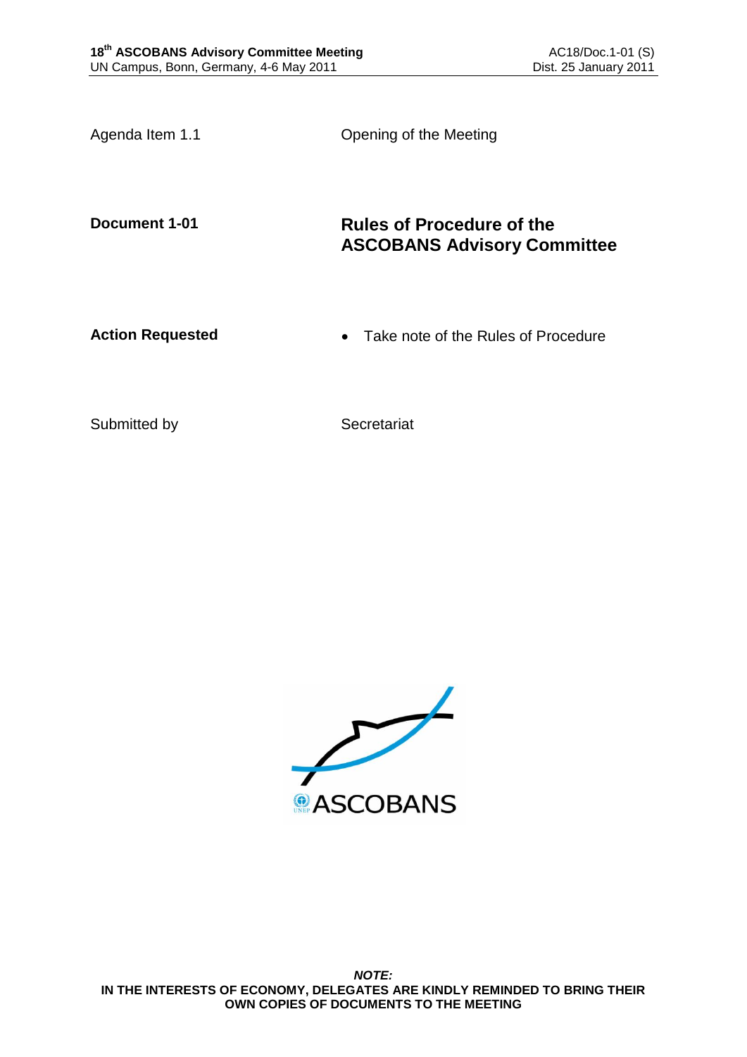Agenda Item 1.1 Opening of the Meeting

**Document 1-01** **Rules of Procedure of the ASCOBANS Advisory Committee**

**Action Requested**

- Take note of the Rules of Procedure

Submitted by Secretariat

***NOTE:***
**IN THE INTERESTS OF ECONOMY, DELEGATES ARE KINDLY REMINDED TO BRING THEIR OWN COPIES OF DOCUMENTS TO THE MEETING**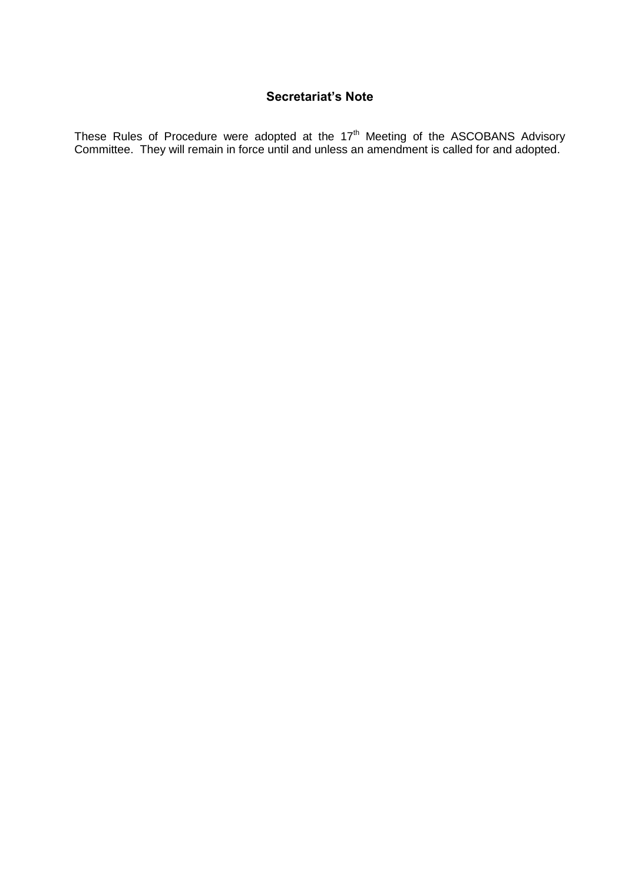## Secretariat's Note

These Rules of Procedure were adopted at the 17th Meeting of the ASCOBANS Advisory Committee. They will remain in force until and unless an amendment is called for and adopted.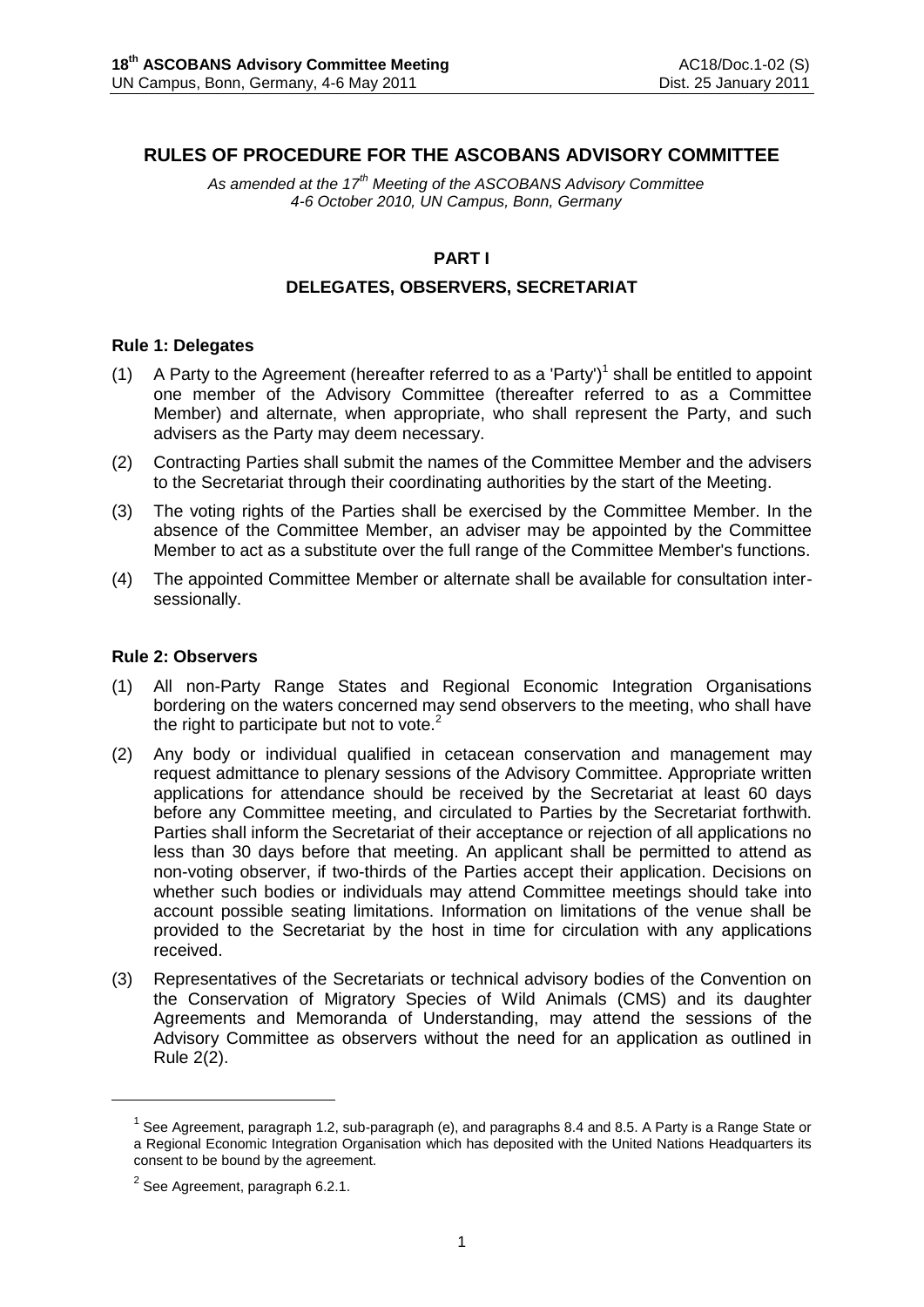# RULES OF PROCEDURE FOR THE ASCOBANS ADVISORY COMMITTEE

*As amended at the 17th Meeting of the ASCOBANS Advisory Committee 4-6 October 2010, UN Campus, Bonn, Germany*

## PART I

## DELEGATES, OBSERVERS, SECRETARIAT

### Rule 1: Delegates

(1) A Party to the Agreement (hereafter referred to as a 'Party')[1] shall be entitled to appoint one member of the Advisory Committee (thereafter referred to as a Committee Member) and alternate, when appropriate, who shall represent the Party, and such advisers as the Party may deem necessary.

(2) Contracting Parties shall submit the names of the Committee Member and the advisers to the Secretariat through their coordinating authorities by the start of the Meeting.

(3) The voting rights of the Parties shall be exercised by the Committee Member. In the absence of the Committee Member, an adviser may be appointed by the Committee Member to act as a substitute over the full range of the Committee Member's functions.

(4) The appointed Committee Member or alternate shall be available for consultation inter-sessionally.

### Rule 2: Observers

(1) All non-Party Range States and Regional Economic Integration Organisations bordering on the waters concerned may send observers to the meeting, who shall have the right to participate but not to vote.[2]

(2) Any body or individual qualified in cetacean conservation and management may request admittance to plenary sessions of the Advisory Committee. Appropriate written applications for attendance should be received by the Secretariat at least 60 days before any Committee meeting, and circulated to Parties by the Secretariat forthwith. Parties shall inform the Secretariat of their acceptance or rejection of all applications no less than 30 days before that meeting. An applicant shall be permitted to attend as non-voting observer, if two-thirds of the Parties accept their application. Decisions on whether such bodies or individuals may attend Committee meetings should take into account possible seating limitations. Information on limitations of the venue shall be provided to the Secretariat by the host in time for circulation with any applications received.

(3) Representatives of the Secretariats or technical advisory bodies of the Convention on the Conservation of Migratory Species of Wild Animals (CMS) and its daughter Agreements and Memoranda of Understanding, may attend the sessions of the Advisory Committee as observers without the need for an application as outlined in Rule 2(2).

---

[1] See Agreement, paragraph 1.2, sub-paragraph (e), and paragraphs 8.4 and 8.5. A Party is a Range State or a Regional Economic Integration Organisation which has deposited with the United Nations Headquarters its consent to be bound by the agreement.

[2] See Agreement, paragraph 6.2.1.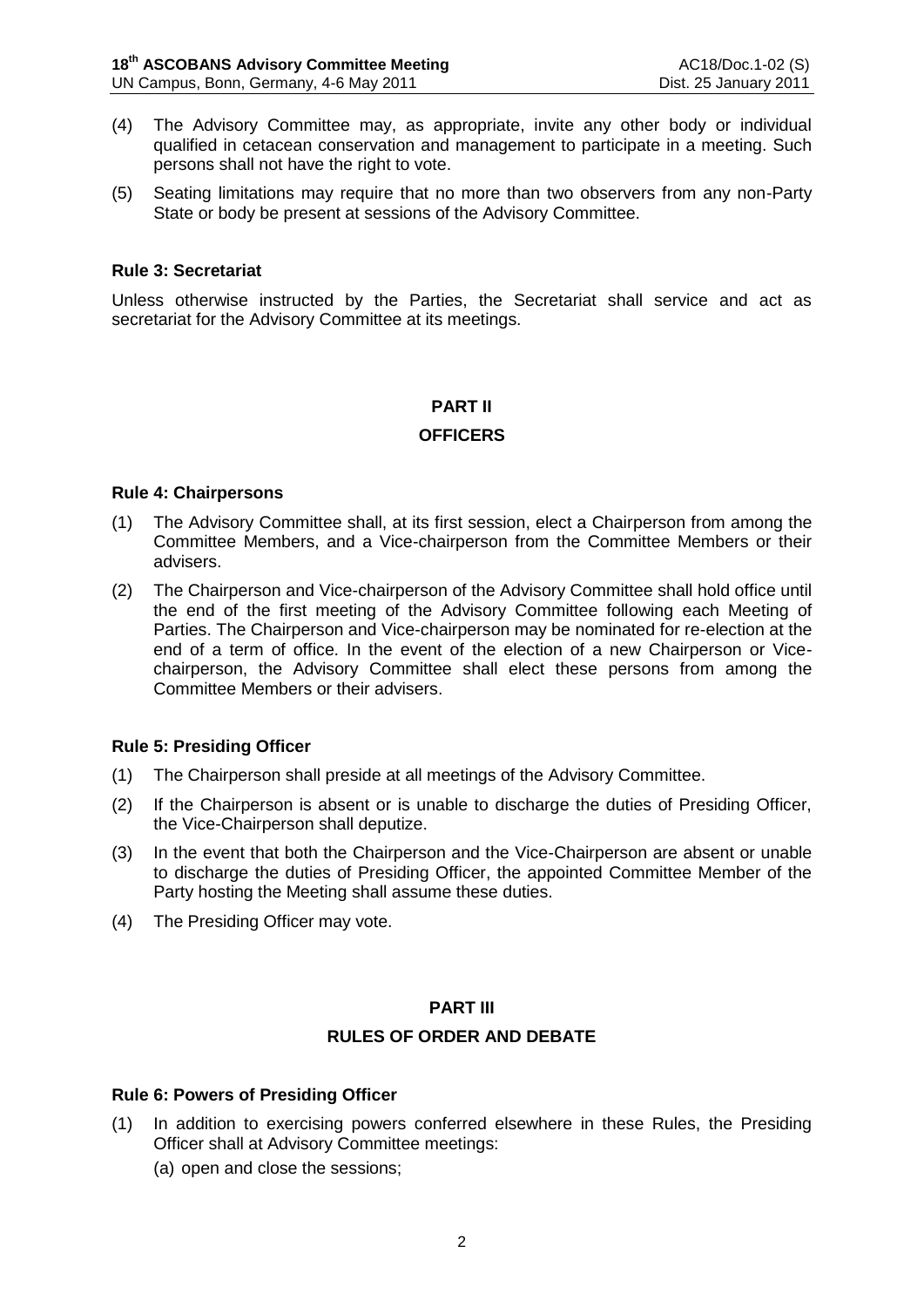(4) The Advisory Committee may, as appropriate, invite any other body or individual qualified in cetacean conservation and management to participate in a meeting. Such persons shall not have the right to vote.

(5) Seating limitations may require that no more than two observers from any non-Party State or body be present at sessions of the Advisory Committee.

**Rule 3: Secretariat**

Unless otherwise instructed by the Parties, the Secretariat shall service and act as secretariat for the Advisory Committee at its meetings.

## PART II

## OFFICERS

**Rule 4: Chairpersons**

(1) The Advisory Committee shall, at its first session, elect a Chairperson from among the Committee Members, and a Vice-chairperson from the Committee Members or their advisers.

(2) The Chairperson and Vice-chairperson of the Advisory Committee shall hold office until the end of the first meeting of the Advisory Committee following each Meeting of Parties. The Chairperson and Vice-chairperson may be nominated for re-election at the end of a term of office. In the event of the election of a new Chairperson or Vice-chairperson, the Advisory Committee shall elect these persons from among the Committee Members or their advisers.

**Rule 5: Presiding Officer**

(1) The Chairperson shall preside at all meetings of the Advisory Committee.

(2) If the Chairperson is absent or is unable to discharge the duties of Presiding Officer, the Vice-Chairperson shall deputize.

(3) In the event that both the Chairperson and the Vice-Chairperson are absent or unable to discharge the duties of Presiding Officer, the appointed Committee Member of the Party hosting the Meeting shall assume these duties.

(4) The Presiding Officer may vote.

## PART III

## RULES OF ORDER AND DEBATE

**Rule 6: Powers of Presiding Officer**

(1) In addition to exercising powers conferred elsewhere in these Rules, the Presiding Officer shall at Advisory Committee meetings:

(a) open and close the sessions;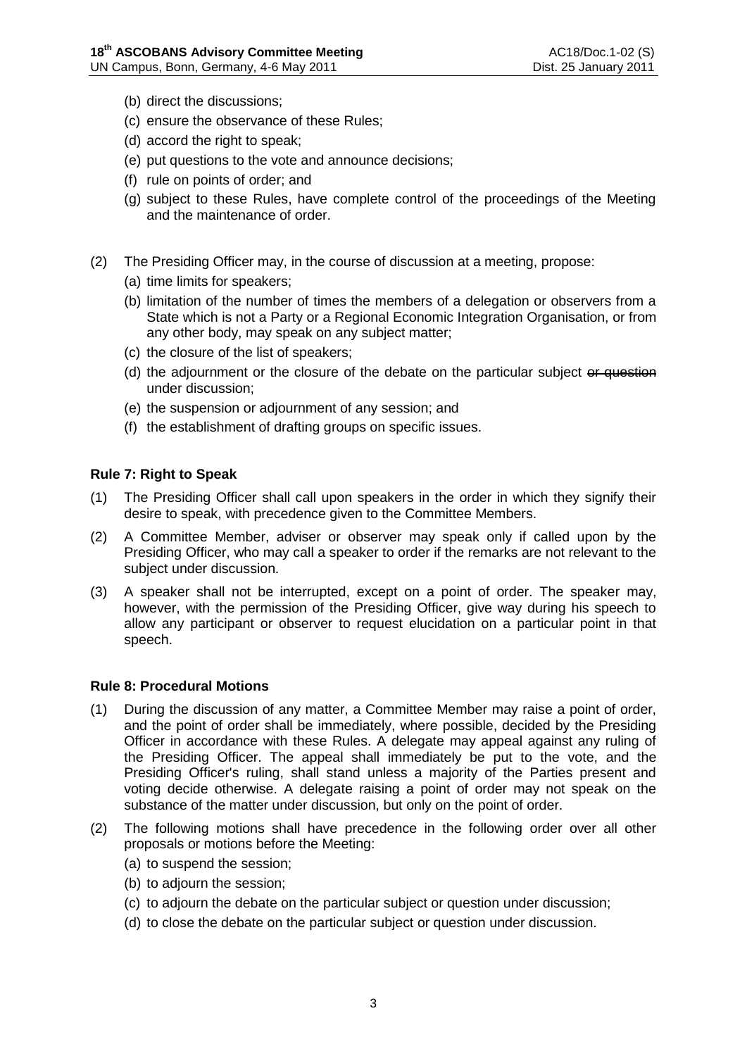(b) direct the discussions;

(c) ensure the observance of these Rules;

(d) accord the right to speak;

(e) put questions to the vote and announce decisions;

(f) rule on points of order; and

(g) subject to these Rules, have complete control of the proceedings of the Meeting and the maintenance of order.

(2) The Presiding Officer may, in the course of discussion at a meeting, propose:

(a) time limits for speakers;

(b) limitation of the number of times the members of a delegation or observers from a State which is not a Party or a Regional Economic Integration Organisation, or from any other body, may speak on any subject matter;

(c) the closure of the list of speakers;

(d) the adjournment or the closure of the debate on the particular subject ~~or question~~ under discussion;

(e) the suspension or adjournment of any session; and

(f) the establishment of drafting groups on specific issues.

**Rule 7: Right to Speak**

(1) The Presiding Officer shall call upon speakers in the order in which they signify their desire to speak, with precedence given to the Committee Members.

(2) A Committee Member, adviser or observer may speak only if called upon by the Presiding Officer, who may call a speaker to order if the remarks are not relevant to the subject under discussion.

(3) A speaker shall not be interrupted, except on a point of order. The speaker may, however, with the permission of the Presiding Officer, give way during his speech to allow any participant or observer to request elucidation on a particular point in that speech.

**Rule 8: Procedural Motions**

(1) During the discussion of any matter, a Committee Member may raise a point of order, and the point of order shall be immediately, where possible, decided by the Presiding Officer in accordance with these Rules. A delegate may appeal against any ruling of the Presiding Officer. The appeal shall immediately be put to the vote, and the Presiding Officer's ruling, shall stand unless a majority of the Parties present and voting decide otherwise. A delegate raising a point of order may not speak on the substance of the matter under discussion, but only on the point of order.

(2) The following motions shall have precedence in the following order over all other proposals or motions before the Meeting:

(a) to suspend the session;

(b) to adjourn the session;

(c) to adjourn the debate on the particular subject or question under discussion;

(d) to close the debate on the particular subject or question under discussion.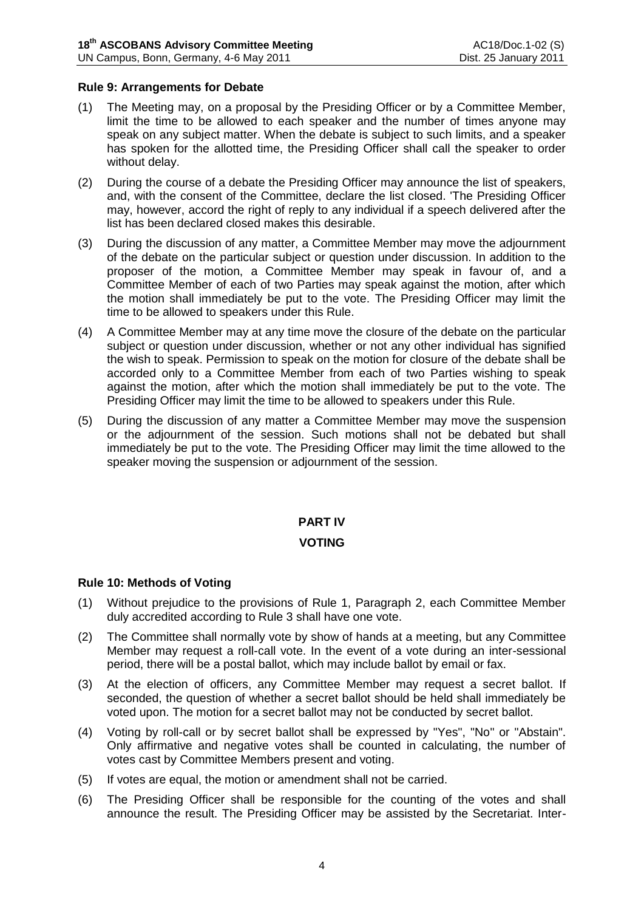### Rule 9: Arrangements for Debate

(1) The Meeting may, on a proposal by the Presiding Officer or by a Committee Member, limit the time to be allowed to each speaker and the number of times anyone may speak on any subject matter. When the debate is subject to such limits, and a speaker has spoken for the allotted time, the Presiding Officer shall call the speaker to order without delay.

(2) During the course of a debate the Presiding Officer may announce the list of speakers, and, with the consent of the Committee, declare the list closed. 'The Presiding Officer may, however, accord the right of reply to any individual if a speech delivered after the list has been declared closed makes this desirable.

(3) During the discussion of any matter, a Committee Member may move the adjournment of the debate on the particular subject or question under discussion. In addition to the proposer of the motion, a Committee Member may speak in favour of, and a Committee Member of each of two Parties may speak against the motion, after which the motion shall immediately be put to the vote. The Presiding Officer may limit the time to be allowed to speakers under this Rule.

(4) A Committee Member may at any time move the closure of the debate on the particular subject or question under discussion, whether or not any other individual has signified the wish to speak. Permission to speak on the motion for closure of the debate shall be accorded only to a Committee Member from each of two Parties wishing to speak against the motion, after which the motion shall immediately be put to the vote. The Presiding Officer may limit the time to be allowed to speakers under this Rule.

(5) During the discussion of any matter a Committee Member may move the suspension or the adjournment of the session. Such motions shall not be debated but shall immediately be put to the vote. The Presiding Officer may limit the time allowed to the speaker moving the suspension or adjournment of the session.

## PART IV

## VOTING

### Rule 10: Methods of Voting

(1) Without prejudice to the provisions of Rule 1, Paragraph 2, each Committee Member duly accredited according to Rule 3 shall have one vote.

(2) The Committee shall normally vote by show of hands at a meeting, but any Committee Member may request a roll-call vote. In the event of a vote during an inter-sessional period, there will be a postal ballot, which may include ballot by email or fax.

(3) At the election of officers, any Committee Member may request a secret ballot. If seconded, the question of whether a secret ballot should be held shall immediately be voted upon. The motion for a secret ballot may not be conducted by secret ballot.

(4) Voting by roll-call or by secret ballot shall be expressed by "Yes", "No" or "Abstain". Only affirmative and negative votes shall be counted in calculating, the number of votes cast by Committee Members present and voting.

(5) If votes are equal, the motion or amendment shall not be carried.

(6) The Presiding Officer shall be responsible for the counting of the votes and shall announce the result. The Presiding Officer may be assisted by the Secretariat. Inter-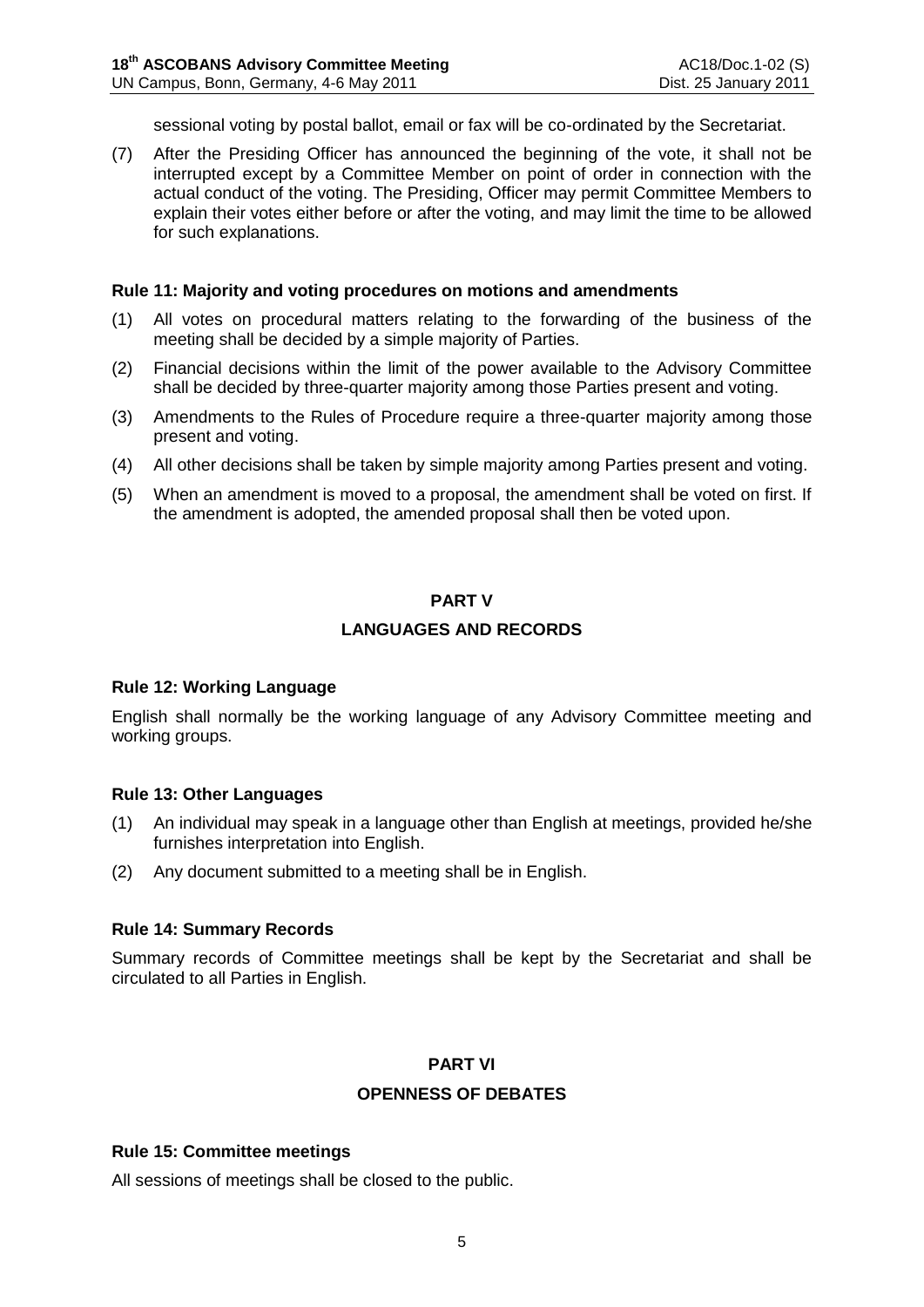sessional voting by postal ballot, email or fax will be co-ordinated by the Secretariat.

(7) After the Presiding Officer has announced the beginning of the vote, it shall not be interrupted except by a Committee Member on point of order in connection with the actual conduct of the voting. The Presiding, Officer may permit Committee Members to explain their votes either before or after the voting, and may limit the time to be allowed for such explanations.

**Rule 11: Majority and voting procedures on motions and amendments**

(1) All votes on procedural matters relating to the forwarding of the business of the meeting shall be decided by a simple majority of Parties.

(2) Financial decisions within the limit of the power available to the Advisory Committee shall be decided by three-quarter majority among those Parties present and voting.

(3) Amendments to the Rules of Procedure require a three-quarter majority among those present and voting.

(4) All other decisions shall be taken by simple majority among Parties present and voting.

(5) When an amendment is moved to a proposal, the amendment shall be voted on first. If the amendment is adopted, the amended proposal shall then be voted upon.

## PART V

## LANGUAGES AND RECORDS

**Rule 12: Working Language**

English shall normally be the working language of any Advisory Committee meeting and working groups.

**Rule 13: Other Languages**

(1) An individual may speak in a language other than English at meetings, provided he/she furnishes interpretation into English.

(2) Any document submitted to a meeting shall be in English.

**Rule 14: Summary Records**

Summary records of Committee meetings shall be kept by the Secretariat and shall be circulated to all Parties in English.

## PART VI

## OPENNESS OF DEBATES

**Rule 15: Committee meetings**

All sessions of meetings shall be closed to the public.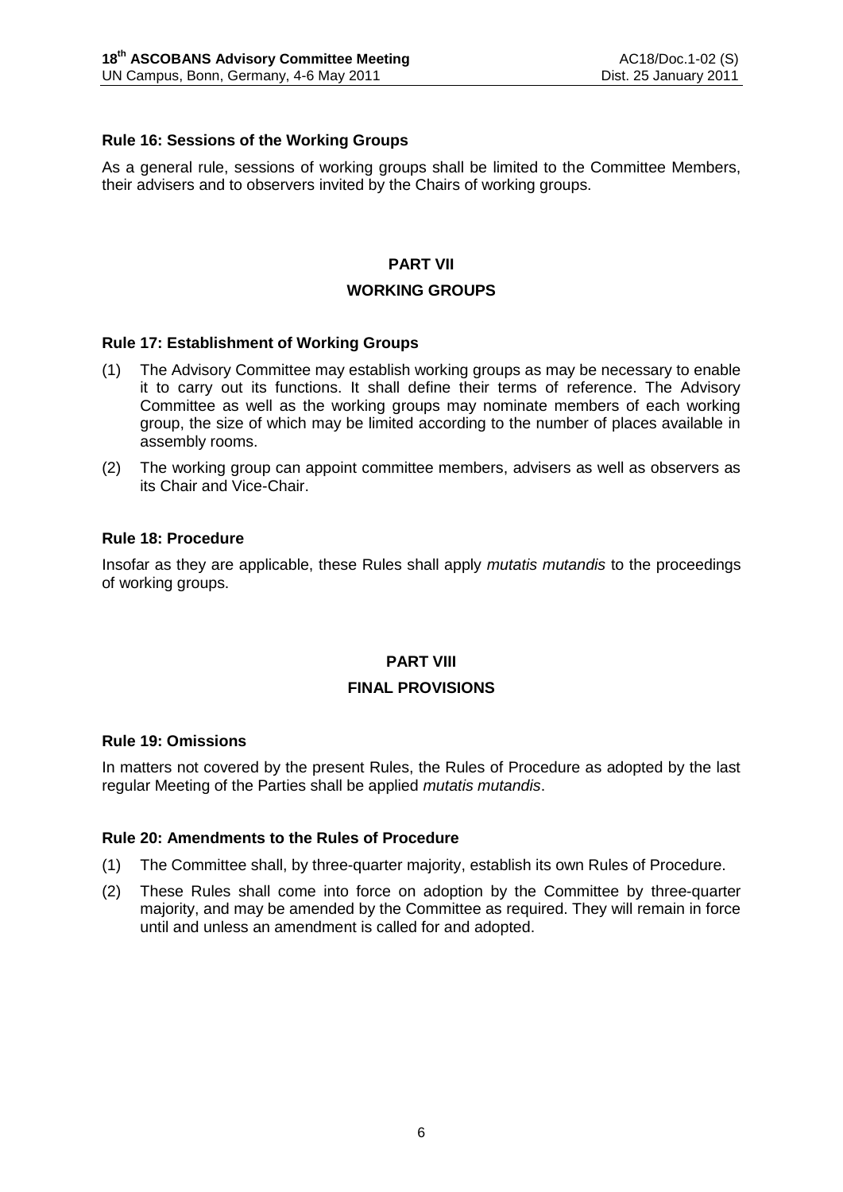### Rule 16: Sessions of the Working Groups

As a general rule, sessions of working groups shall be limited to the Committee Members, their advisers and to observers invited by the Chairs of working groups.

## PART VII

## WORKING GROUPS

### Rule 17: Establishment of Working Groups

(1) The Advisory Committee may establish working groups as may be necessary to enable it to carry out its functions. It shall define their terms of reference. The Advisory Committee as well as the working groups may nominate members of each working group, the size of which may be limited according to the number of places available in assembly rooms.

(2) The working group can appoint committee members, advisers as well as observers as its Chair and Vice-Chair.

### Rule 18: Procedure

Insofar as they are applicable, these Rules shall apply *mutatis mutandis* to the proceedings of working groups.

## PART VIII

## FINAL PROVISIONS

### Rule 19: Omissions

In matters not covered by the present Rules, the Rules of Procedure as adopted by the last regular Meeting of the Parties shall be applied *mutatis mutandis*.

### Rule 20: Amendments to the Rules of Procedure

(1) The Committee shall, by three-quarter majority, establish its own Rules of Procedure.

(2) These Rules shall come into force on adoption by the Committee by three-quarter majority, and may be amended by the Committee as required. They will remain in force until and unless an amendment is called for and adopted.